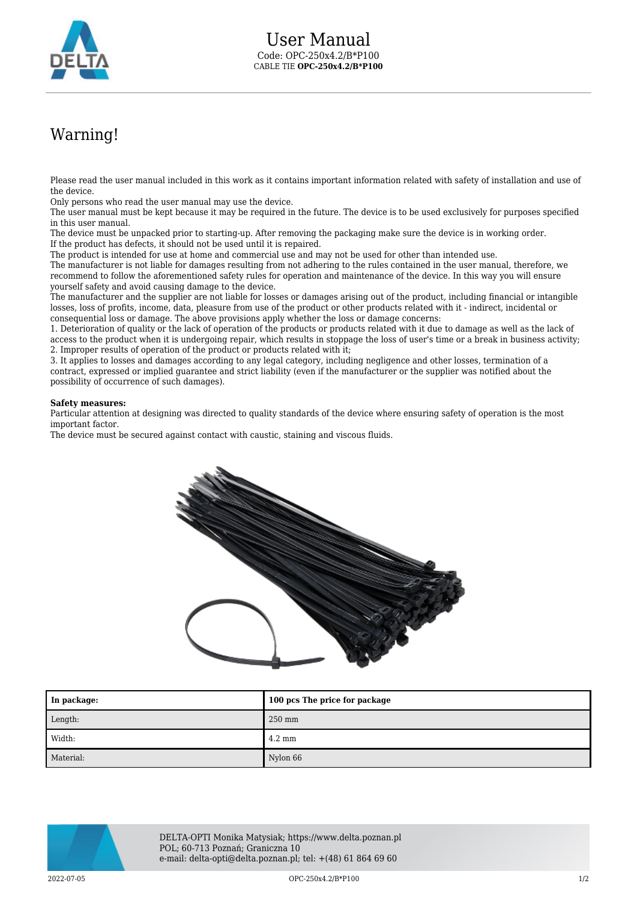# User Manual

Code: OPC-250x4.2/B*P100

CABLE TIE **OPC-250x4.2/B*P100**

## Warning!

Please read the user manual included in this work as it contains important information related with safety of installation and use of the device.

Only persons who read the user manual may use the device.

The user manual must be kept because it may be required in the future. The device is to be used exclusively for purposes specified in this user manual.

The device must be unpacked prior to starting-up. After removing the packaging make sure the device is in working order.

If the product has defects, it should not be used until it is repaired.

The product is intended for use at home and commercial use and may not be used for other than intended use.

The manufacturer is not liable for damages resulting from not adhering to the rules contained in the user manual, therefore, we recommend to follow the aforementioned safety rules for operation and maintenance of the device. In this way you will ensure yourself safety and avoid causing damage to the device.

The manufacturer and the supplier are not liable for losses or damages arising out of the product, including financial or intangible losses, loss of profits, income, data, pleasure from use of the product or other products related with it - indirect, incidental or consequential loss or damage. The above provisions apply whether the loss or damage concerns:

1. Deterioration of quality or the lack of operation of the products or products related with it due to damage as well as the lack of access to the product when it is undergoing repair, which results in stoppage the loss of user's time or a break in business activity;
2. Improper results of operation of the product or products related with it;
3. It applies to losses and damages according to any legal category, including negligence and other losses, termination of a contract, expressed or implied guarantee and strict liability (even if the manufacturer or the supplier was notified about the possibility of occurrence of such damages).

**Safety measures:**

Particular attention at designing was directed to quality standards of the device where ensuring safety of operation is the most important factor.

The device must be secured against contact with caustic, staining and viscous fluids.

| **In package:** | **100 pcs The price for package** |
|---|---|
| Length: | 250 mm |
| Width: | 4.2 mm |
| Material: | Nylon 66 |

DELTA-OPTI Monika Matysiak; https://www.delta.poznan.pl
POL; 60-713 Poznań; Graniczna 10
e-mail: delta-opti@delta.poznan.pl; tel: +(48) 61 864 69 60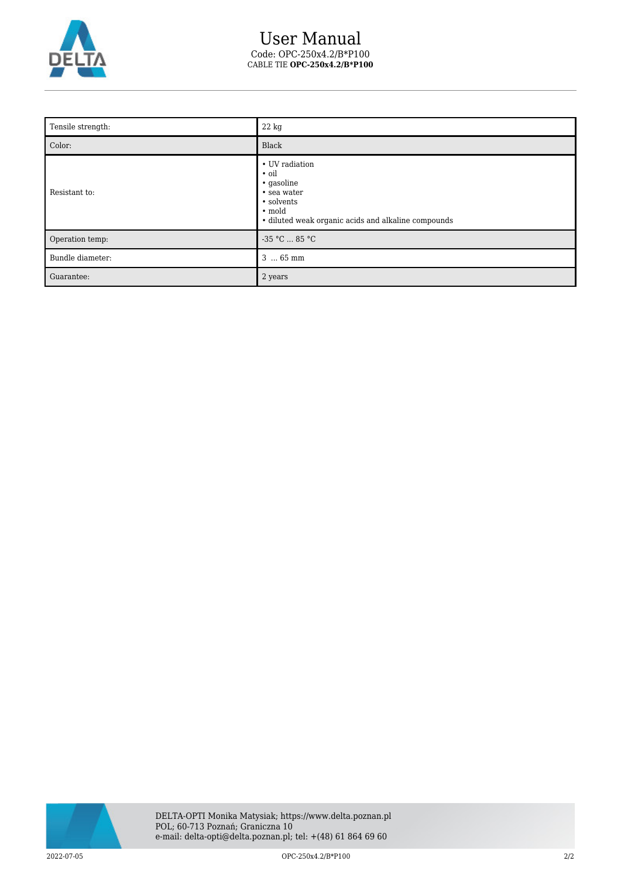| | |
|---|---|
| Tensile strength: | 22 kg |
| Color: | Black |
| Resistant to: | • UV radiation<br>• oil<br>• gasoline<br>• sea water<br>• solvents<br>• mold<br>• diluted weak organic acids and alkaline compounds |
| Operation temp: | -35 °C ... 85 °C |
| Bundle diameter: | 3 ... 65 mm |
| Guarantee: | 2 years |